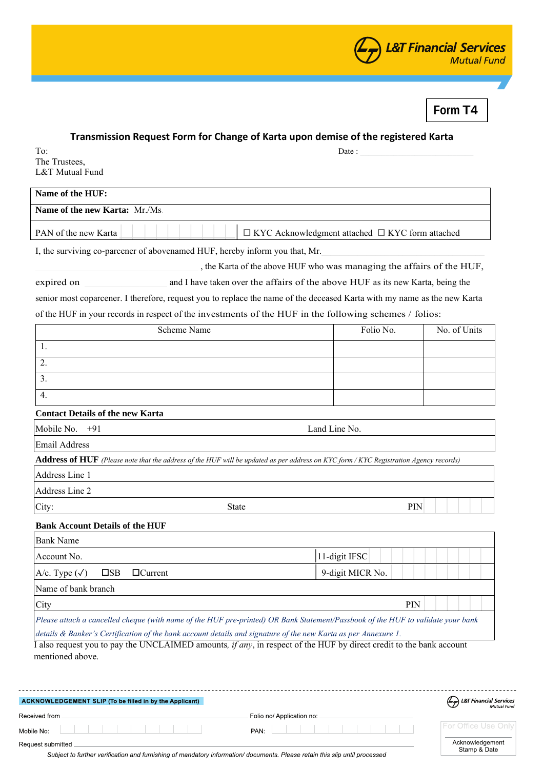L&T Financial Services
Mutual Fund

**Form T4**

## Transmission Request Form for Change of Karta upon demise of the registered Karta

To:
The Trustees,
L&T Mutual Fund

Date :

| **Name of the HUF:** | |
|---|---|
| **Name of the new Karta:** Mr./Ms | |
| PAN of the new Karta | ☐ KYC Acknowledgment attached ☐ KYC form attached |

I, the surviving co-parcener of abovenamed HUF, hereby inform you that, Mr. \_\_\_\_\_\_\_\_\_\_\_\_\_\_\_\_, the Karta of the above HUF who was managing the affairs of the HUF, expired on \_\_\_\_\_\_\_\_\_\_ and I have taken over the affairs of the above HUF as its new Karta, being the senior most coparcener. I therefore, request you to replace the name of the deceased Karta with my name as the new Karta of the HUF in your records in respect of the investments of the HUF in the following schemes / folios:

| Scheme Name | Folio No. | No. of Units |
|---|---|---|
| 1. | | |
| 2. | | |
| 3. | | |
| 4. | | |

**Contact Details of the new Karta**

| Mobile No. +91 | Land Line No. |
|---|---|
| Email Address | |

**Address of HUF** *(Please note that the address of the HUF will be updated as per address on KYC form / KYC Registration Agency records)*

| Address Line 1 | | |
|---|---|---|
| Address Line 2 | | |
| City: | State | PIN |

**Bank Account Details of the HUF**

| Bank Name | |
|---|---|
| Account No. | 11-digit IFSC |
| A/c. Type (✓) ☐SB ☐Current | 9-digit MICR No. |
| Name of bank branch | |
| City | PIN |

*Please attach a cancelled cheque (with name of the HUF pre-printed) OR Bank Statement/Passbook of the HUF to validate your bank details & Banker's Certification of the bank account details and signature of the new Karta as per Annexure 1.*

I also request you to pay the UNCLAIMED amounts, *if any*, in respect of the HUF by direct credit to the bank account mentioned above.

---

**ACKNOWLEDGEMENT SLIP (To be filled in by the Applicant)**

L&T Financial Services Mutual Fund

Received from \_\_\_\_\_\_\_\_\_\_ Folio no/ Application no: \_\_\_\_\_\_\_\_\_\_

Mobile No: \_\_\_\_\_\_\_\_\_\_ PAN: \_\_\_\_\_\_\_\_\_\_

Request submitted \_\_\_\_\_\_\_\_\_\_

For Office Use Only

Acknowledgement Stamp & Date

*Subject to further verification and furnishing of mandatory information/ documents. Please retain this slip until processed*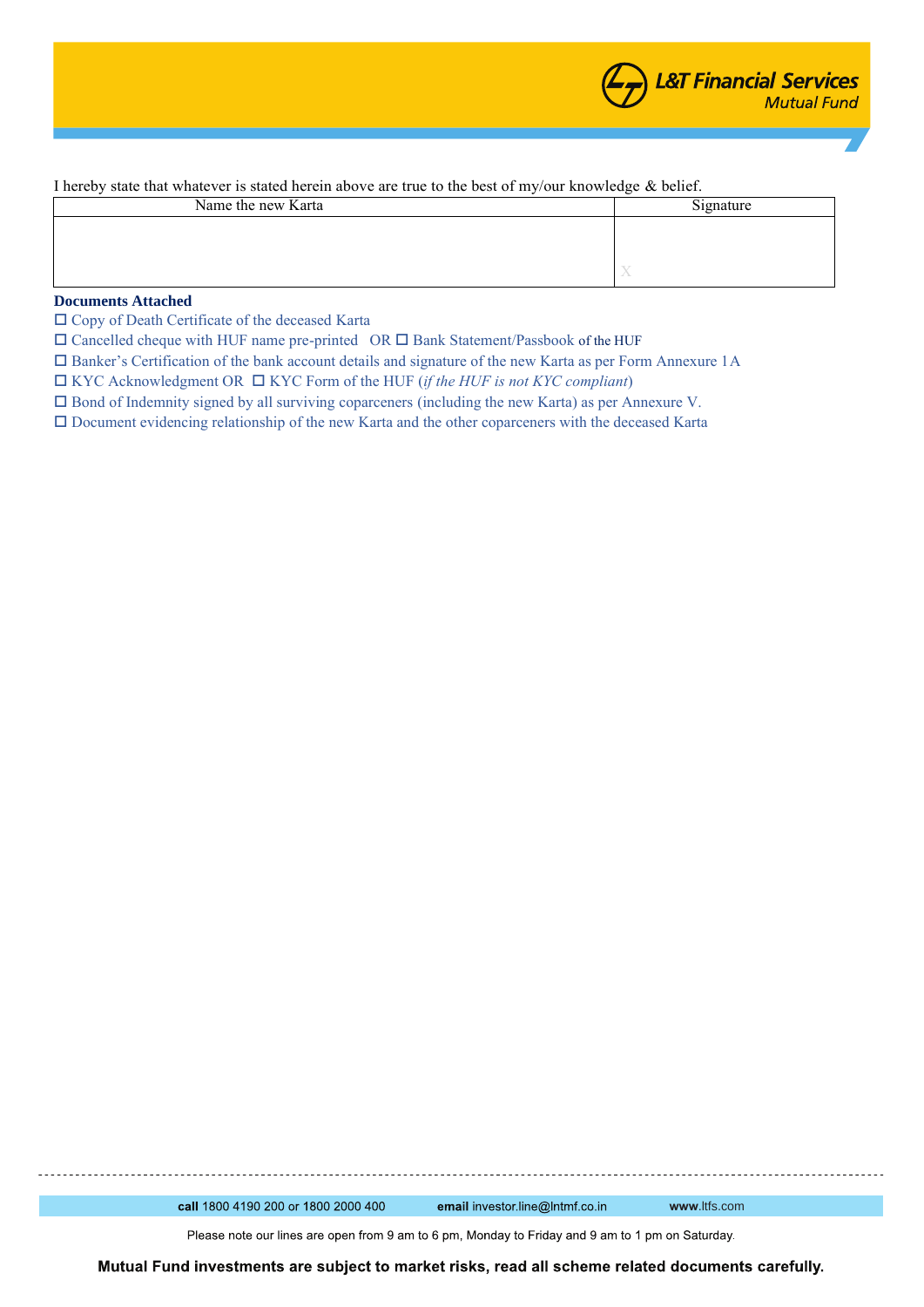I hereby state that whatever is stated herein above are true to the best of my/our knowledge & belief.

| Name the new Karta | Signature |
| --- | --- |
| | X |

**Documents Attached**

- ☐ Copy of Death Certificate of the deceased Karta
- ☐ Cancelled cheque with HUF name pre-printed OR ☐ Bank Statement/Passbook of the HUF
- ☐ Banker's Certification of the bank account details and signature of the new Karta as per Form Annexure 1A
- ☐ KYC Acknowledgment OR ☐ KYC Form of the HUF (*if the HUF is not KYC compliant*)
- ☐ Bond of Indemnity signed by all surviving coparceners (including the new Karta) as per Annexure V.
- ☐ Document evidencing relationship of the new Karta and the other coparceners with the deceased Karta

**call** 1800 4190 200 or 1800 2000 400 **email** investor.line@lntmf.co.in **www**.ltfs.com

Please note our lines are open from 9 am to 6 pm, Monday to Friday and 9 am to 1 pm on Saturday.

**Mutual Fund investments are subject to market risks, read all scheme related documents carefully.**